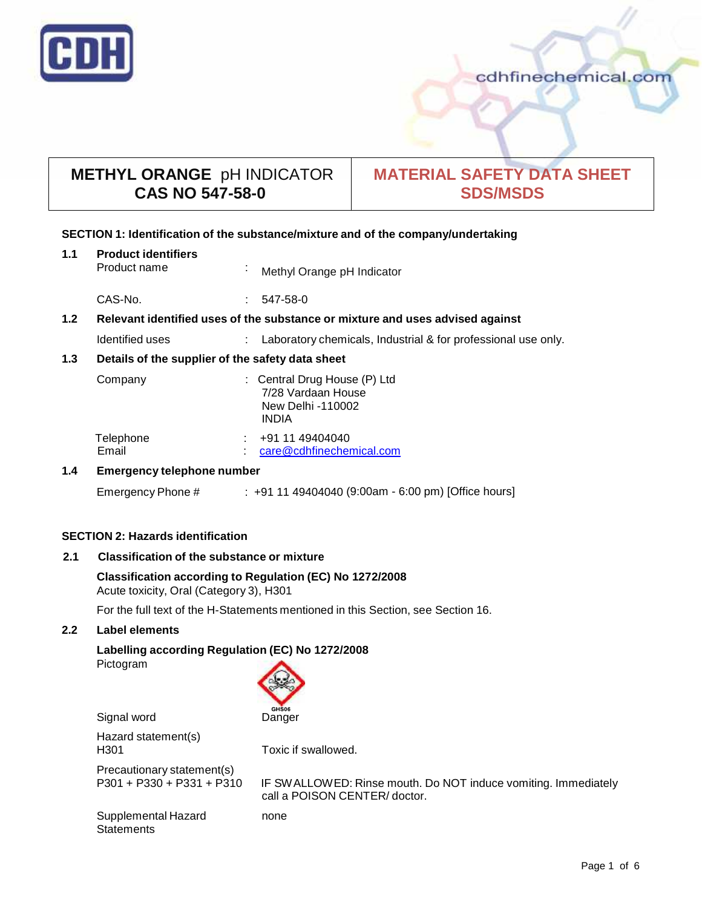# METHYL ORANGE pH INDICATOR
## CAS NO 547-58-0

## MATERIAL SAFETY DATA SHEET
## SDS/MSDS

### SECTION 1: Identification of the substance/mixture and of the company/undertaking

**1.1 Product identifiers**

| | | |
|---|---|---|
| Product name | : | Methyl Orange pH Indicator |
| CAS-No. | : | 547-58-0 |

**1.2 Relevant identified uses of the substance or mixture and uses advised against**

| | | |
|---|---|---|
| Identified uses | : | Laboratory chemicals, Industrial & for professional use only. |

**1.3 Details of the supplier of the safety data sheet**

| | | |
|---|---|---|
| Company | : | Central Drug House (P) Ltd<br>7/28 Vardaan House<br>New Delhi -110002<br>INDIA |
| Telephone | : | +91 11 49404040 |
| Email | : | care@cdhfinechemical.com |

**1.4 Emergency telephone number**

| | | |
|---|---|---|
| Emergency Phone # | : | +91 11 49404040 (9:00am - 6:00 pm) [Office hours] |

### SECTION 2: Hazards identification

**2.1 Classification of the substance or mixture**

**Classification according to Regulation (EC) No 1272/2008**
Acute toxicity, Oral (Category 3), H301

For the full text of the H-Statements mentioned in this Section, see Section 16.

**2.2 Label elements**

**Labelling according Regulation (EC) No 1272/2008**

| | |
|---|---|
| Pictogram | GHS06 |
| Signal word | Danger |
| Hazard statement(s)<br>H301 | Toxic if swallowed. |
| Precautionary statement(s)<br>P301 + P330 + P331 + P310 | IF SWALLOWED: Rinse mouth. Do NOT induce vomiting. Immediately call a POISON CENTER/ doctor. |
| Supplemental Hazard Statements | none |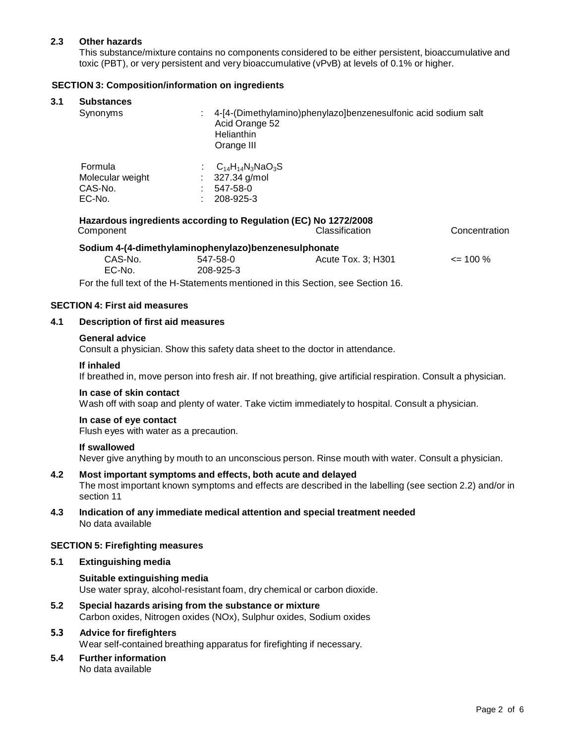## 2.3 Other hazards

This substance/mixture contains no components considered to be either persistent, bioaccumulative and toxic (PBT), or very persistent and very bioaccumulative (vPvB) at levels of 0.1% or higher.

## SECTION 3: Composition/information on ingredients

### 3.1 Substances

Synonyms : 4-[4-(Dimethylamino)phenylazo]benzenesulfonic acid sodium salt
Acid Orange 52
Helianthin
Orange III

Formula : $C_{14}H_{14}N_3NaO_3S$
Molecular weight : 327.34 g/mol
CAS-No. : 547-58-0
EC-No. : 208-925-3

**Hazardous ingredients according to Regulation (EC) No 1272/2008**

| Component | | Classification | Concentration |
|---|---|---|---|
| **Sodium 4-(4-dimethylaminophenylazo)benzenesulphonate** | | | |
| CAS-No. | 547-58-0 | Acute Tox. 3; H301 | <= 100 % |
| EC-No. | 208-925-3 | | |

For the full text of the H-Statements mentioned in this Section, see Section 16.

## SECTION 4: First aid measures

### 4.1 Description of first aid measures

**General advice**
Consult a physician. Show this safety data sheet to the doctor in attendance.

**If inhaled**
If breathed in, move person into fresh air. If not breathing, give artificial respiration. Consult a physician.

**In case of skin contact**
Wash off with soap and plenty of water. Take victim immediately to hospital. Consult a physician.

**In case of eye contact**
Flush eyes with water as a precaution.

**If swallowed**
Never give anything by mouth to an unconscious person. Rinse mouth with water. Consult a physician.

### 4.2 Most important symptoms and effects, both acute and delayed

The most important known symptoms and effects are described in the labelling (see section 2.2) and/or in section 11

### 4.3 Indication of any immediate medical attention and special treatment needed

No data available

## SECTION 5: Firefighting measures

### 5.1 Extinguishing media

**Suitable extinguishing media**
Use water spray, alcohol-resistant foam, dry chemical or carbon dioxide.

### 5.2 Special hazards arising from the substance or mixture

Carbon oxides, Nitrogen oxides (NOx), Sulphur oxides, Sodium oxides

### 5.3 Advice for firefighters

Wear self-contained breathing apparatus for firefighting if necessary.

### 5.4 Further information

No data available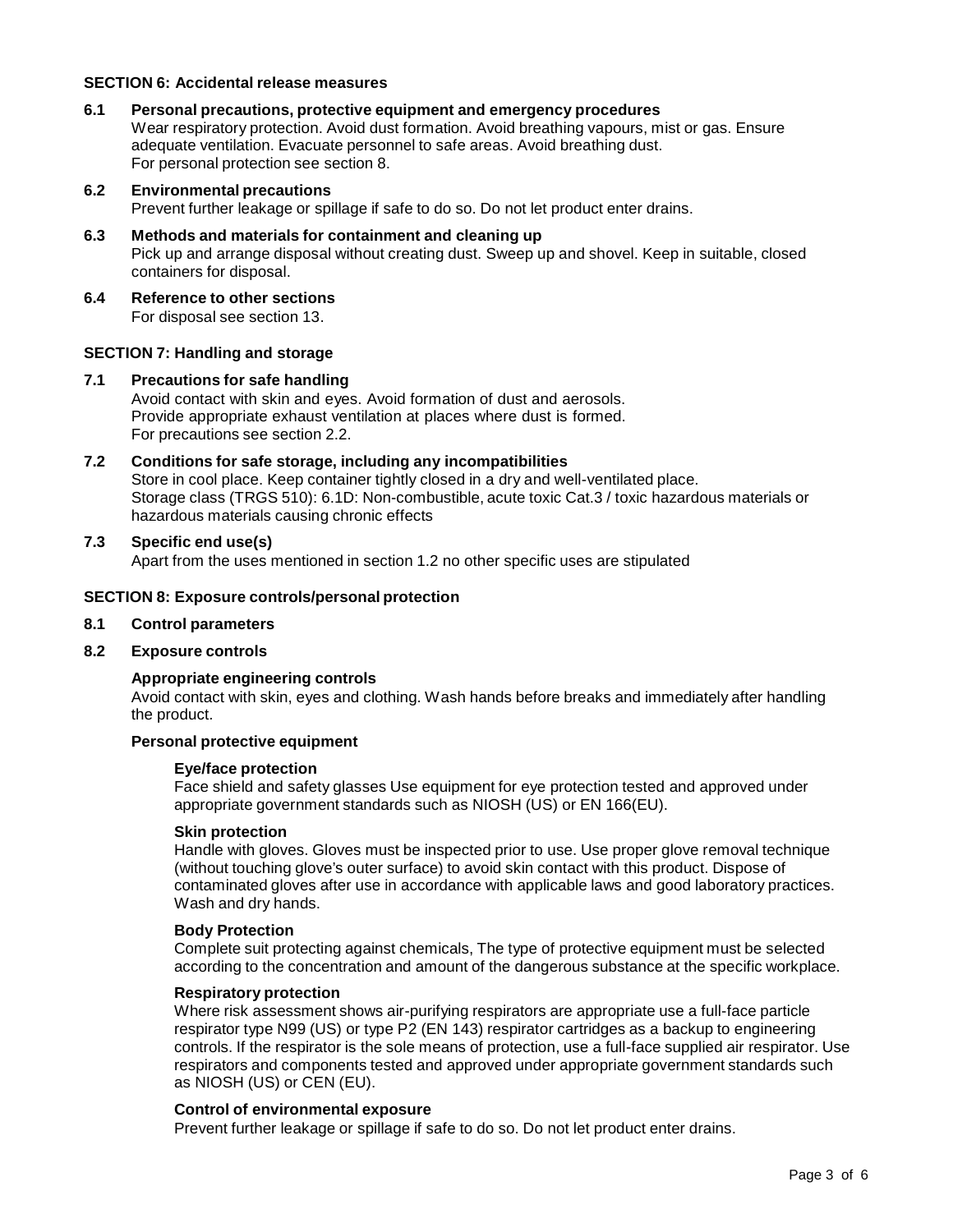## SECTION 6: Accidental release measures

### 6.1 Personal precautions, protective equipment and emergency procedures

Wear respiratory protection. Avoid dust formation. Avoid breathing vapours, mist or gas. Ensure adequate ventilation. Evacuate personnel to safe areas. Avoid breathing dust.
For personal protection see section 8.

### 6.2 Environmental precautions

Prevent further leakage or spillage if safe to do so. Do not let product enter drains.

### 6.3 Methods and materials for containment and cleaning up

Pick up and arrange disposal without creating dust. Sweep up and shovel. Keep in suitable, closed containers for disposal.

### 6.4 Reference to other sections

For disposal see section 13.

## SECTION 7: Handling and storage

### 7.1 Precautions for safe handling

Avoid contact with skin and eyes. Avoid formation of dust and aerosols.
Provide appropriate exhaust ventilation at places where dust is formed.
For precautions see section 2.2.

### 7.2 Conditions for safe storage, including any incompatibilities

Store in cool place. Keep container tightly closed in a dry and well-ventilated place.
Storage class (TRGS 510): 6.1D: Non-combustible, acute toxic Cat.3 / toxic hazardous materials or hazardous materials causing chronic effects

### 7.3 Specific end use(s)

Apart from the uses mentioned in section 1.2 no other specific uses are stipulated

## SECTION 8: Exposure controls/personal protection

### 8.1 Control parameters

### 8.2 Exposure controls

**Appropriate engineering controls**

Avoid contact with skin, eyes and clothing. Wash hands before breaks and immediately after handling the product.

**Personal protective equipment**

**Eye/face protection**

Face shield and safety glasses Use equipment for eye protection tested and approved under appropriate government standards such as NIOSH (US) or EN 166(EU).

**Skin protection**

Handle with gloves. Gloves must be inspected prior to use. Use proper glove removal technique (without touching glove's outer surface) to avoid skin contact with this product. Dispose of contaminated gloves after use in accordance with applicable laws and good laboratory practices. Wash and dry hands.

**Body Protection**

Complete suit protecting against chemicals, The type of protective equipment must be selected according to the concentration and amount of the dangerous substance at the specific workplace.

**Respiratory protection**

Where risk assessment shows air-purifying respirators are appropriate use a full-face particle respirator type N99 (US) or type P2 (EN 143) respirator cartridges as a backup to engineering controls. If the respirator is the sole means of protection, use a full-face supplied air respirator. Use respirators and components tested and approved under appropriate government standards such as NIOSH (US) or CEN (EU).

**Control of environmental exposure**

Prevent further leakage or spillage if safe to do so. Do not let product enter drains.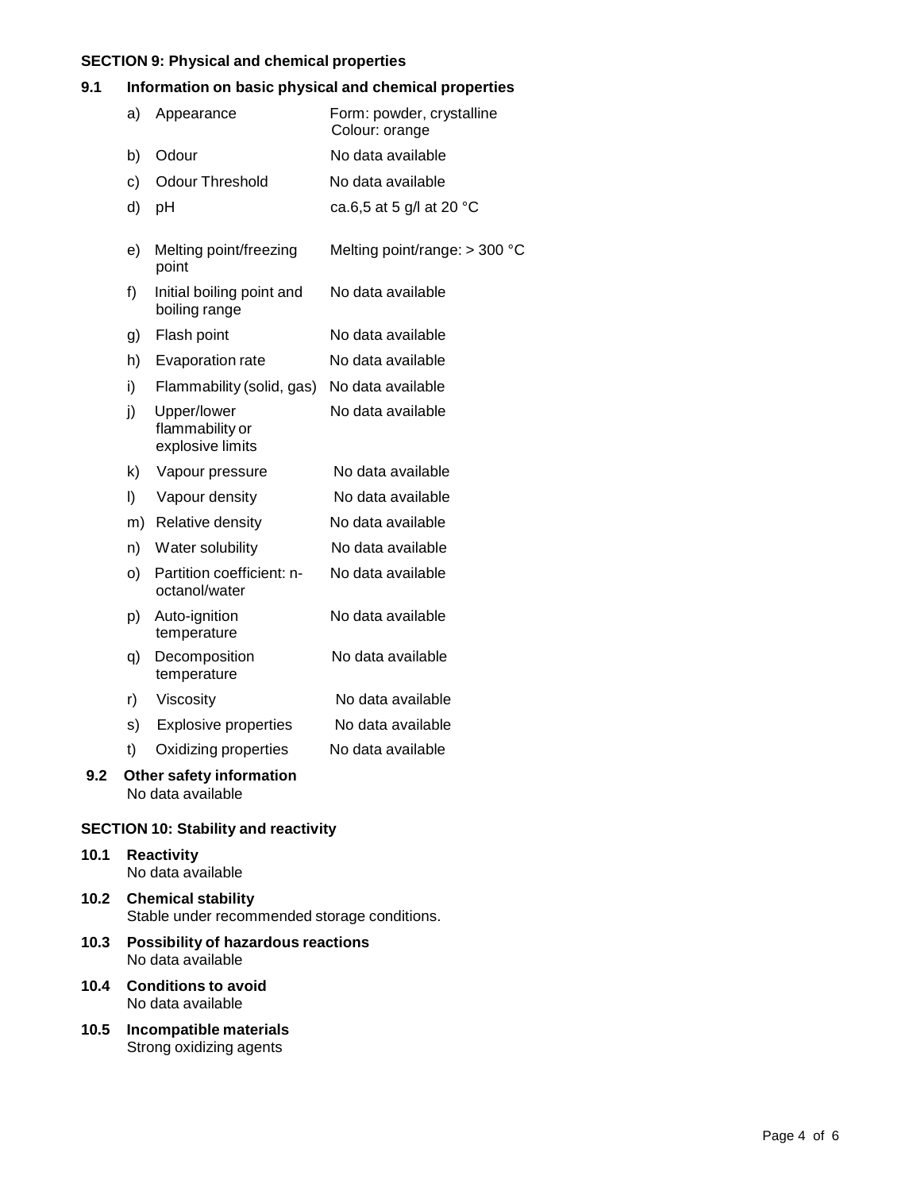## SECTION 9: Physical and chemical properties

### 9.1 Information on basic physical and chemical properties

| | Property | Value |
|---|---|---|
| a) | Appearance | Form: powder, crystalline<br>Colour: orange |
| b) | Odour | No data available |
| c) | Odour Threshold | No data available |
| d) | pH | ca.6,5 at 5 g/l at 20 °C |
| e) | Melting point/freezing point | Melting point/range: > 300 °C |
| f) | Initial boiling point and boiling range | No data available |
| g) | Flash point | No data available |
| h) | Evaporation rate | No data available |
| i) | Flammability (solid, gas) | No data available |
| j) | Upper/lower flammability or explosive limits | No data available |
| k) | Vapour pressure | No data available |
| l) | Vapour density | No data available |
| m) | Relative density | No data available |
| n) | Water solubility | No data available |
| o) | Partition coefficient: n-octanol/water | No data available |
| p) | Auto-ignition temperature | No data available |
| q) | Decomposition temperature | No data available |
| r) | Viscosity | No data available |
| s) | Explosive properties | No data available |
| t) | Oxidizing properties | No data available |

### 9.2 Other safety information

No data available

## SECTION 10: Stability and reactivity

### 10.1 Reactivity

No data available

### 10.2 Chemical stability

Stable under recommended storage conditions.

### 10.3 Possibility of hazardous reactions

No data available

### 10.4 Conditions to avoid

No data available

### 10.5 Incompatible materials

Strong oxidizing agents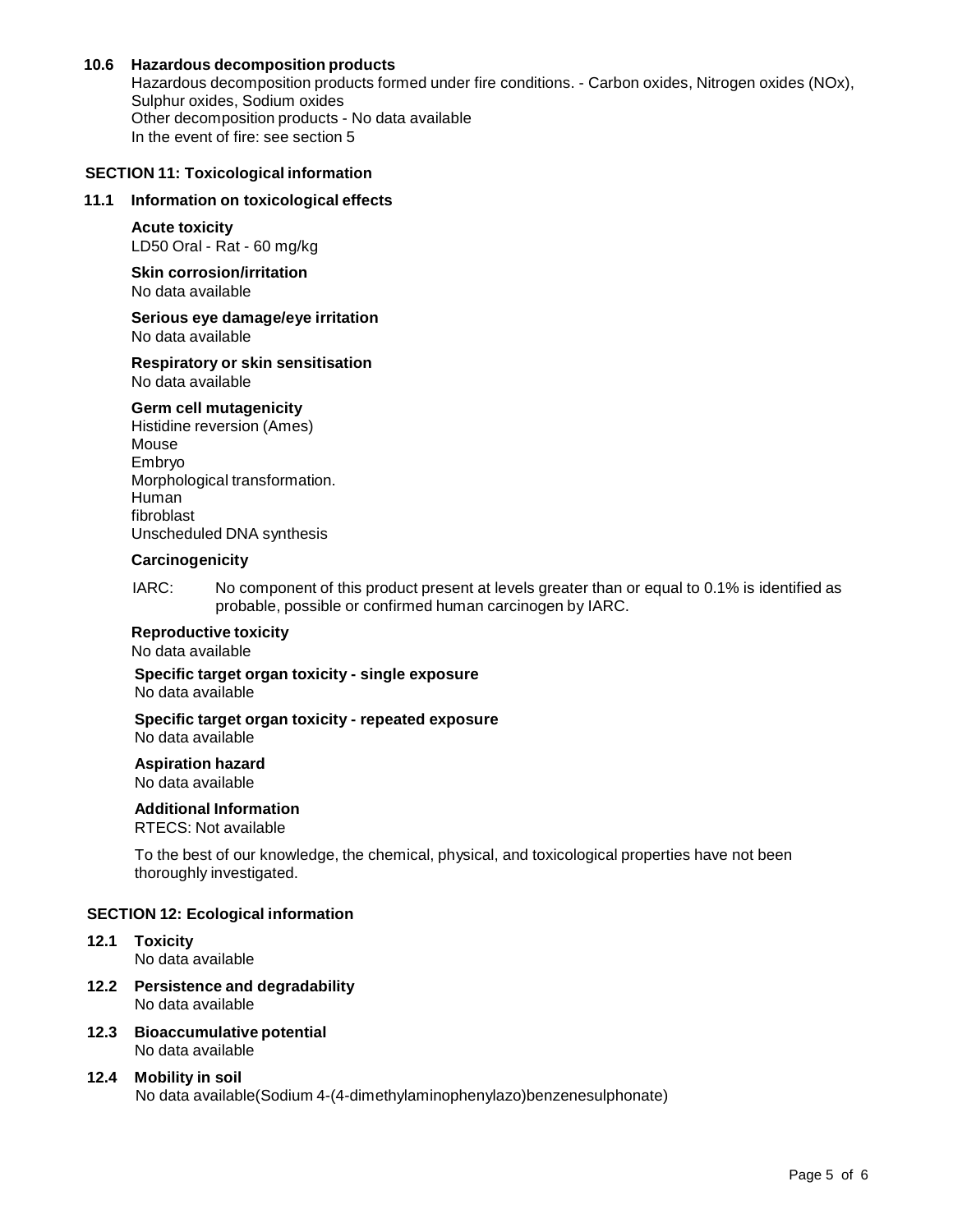### 10.6 Hazardous decomposition products

Hazardous decomposition products formed under fire conditions. - Carbon oxides, Nitrogen oxides (NOx), Sulphur oxides, Sodium oxides
Other decomposition products - No data available
In the event of fire: see section 5

## SECTION 11: Toxicological information

### 11.1 Information on toxicological effects

**Acute toxicity**
LD50 Oral - Rat - 60 mg/kg

**Skin corrosion/irritation**
No data available

**Serious eye damage/eye irritation**
No data available

**Respiratory or skin sensitisation**
No data available

**Germ cell mutagenicity**
Histidine reversion (Ames)
Mouse
Embryo
Morphological transformation.
Human
fibroblast
Unscheduled DNA synthesis

**Carcinogenicity**

IARC: No component of this product present at levels greater than or equal to 0.1% is identified as probable, possible or confirmed human carcinogen by IARC.

**Reproductive toxicity**
No data available

**Specific target organ toxicity - single exposure**
No data available

**Specific target organ toxicity - repeated exposure**
No data available

**Aspiration hazard**
No data available

**Additional Information**
RTECS: Not available

To the best of our knowledge, the chemical, physical, and toxicological properties have not been thoroughly investigated.

## SECTION 12: Ecological information

### 12.1 Toxicity
No data available

### 12.2 Persistence and degradability
No data available

### 12.3 Bioaccumulative potential
No data available

### 12.4 Mobility in soil
No data available(Sodium 4-(4-dimethylaminophenylazo)benzenesulphonate)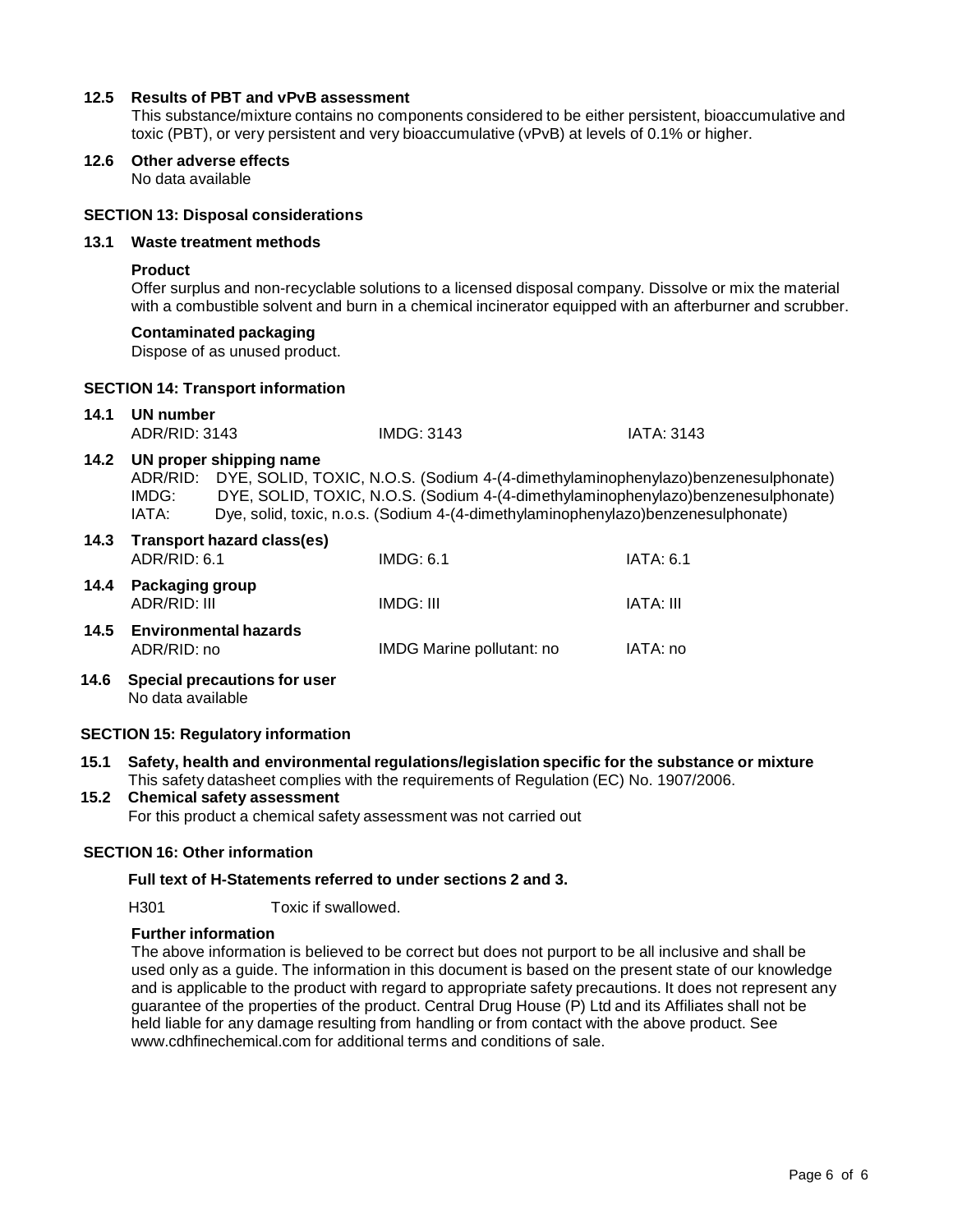### 12.5 Results of PBT and vPvB assessment

This substance/mixture contains no components considered to be either persistent, bioaccumulative and toxic (PBT), or very persistent and very bioaccumulative (vPvB) at levels of 0.1% or higher.

### 12.6 Other adverse effects

No data available

## SECTION 13: Disposal considerations

### 13.1 Waste treatment methods

**Product**

Offer surplus and non-recyclable solutions to a licensed disposal company. Dissolve or mix the material with a combustible solvent and burn in a chemical incinerator equipped with an afterburner and scrubber.

**Contaminated packaging**

Dispose of as unused product.

## SECTION 14: Transport information

### 14.1 UN number

| | | |
|---|---|---|
| ADR/RID: 3143 | IMDG: 3143 | IATA: 3143 |

### 14.2 UN proper shipping name

ADR/RID: DYE, SOLID, TOXIC, N.O.S. (Sodium 4-(4-dimethylaminophenylazo)benzenesulphonate)
IMDG: DYE, SOLID, TOXIC, N.O.S. (Sodium 4-(4-dimethylaminophenylazo)benzenesulphonate)
IATA: Dye, solid, toxic, n.o.s. (Sodium 4-(4-dimethylaminophenylazo)benzenesulphonate)

### 14.3 Transport hazard class(es)

| | | |
|---|---|---|
| ADR/RID: 6.1 | IMDG: 6.1 | IATA: 6.1 |

### 14.4 Packaging group

| | | |
|---|---|---|
| ADR/RID: III | IMDG: III | IATA: III |

### 14.5 Environmental hazards

| | | |
|---|---|---|
| ADR/RID: no | IMDG Marine pollutant: no | IATA: no |

### 14.6 Special precautions for user

No data available

## SECTION 15: Regulatory information

### 15.1 Safety, health and environmental regulations/legislation specific for the substance or mixture

This safety datasheet complies with the requirements of Regulation (EC) No. 1907/2006.

### 15.2 Chemical safety assessment

For this product a chemical safety assessment was not carried out

## SECTION 16: Other information

**Full text of H-Statements referred to under sections 2 and 3.**

H301 Toxic if swallowed.

**Further information**

The above information is believed to be correct but does not purport to be all inclusive and shall be used only as a guide. The information in this document is based on the present state of our knowledge and is applicable to the product with regard to appropriate safety precautions. It does not represent any guarantee of the properties of the product. Central Drug House (P) Ltd and its Affiliates shall not be held liable for any damage resulting from handling or from contact with the above product. See www.cdhfinechemical.com for additional terms and conditions of sale.